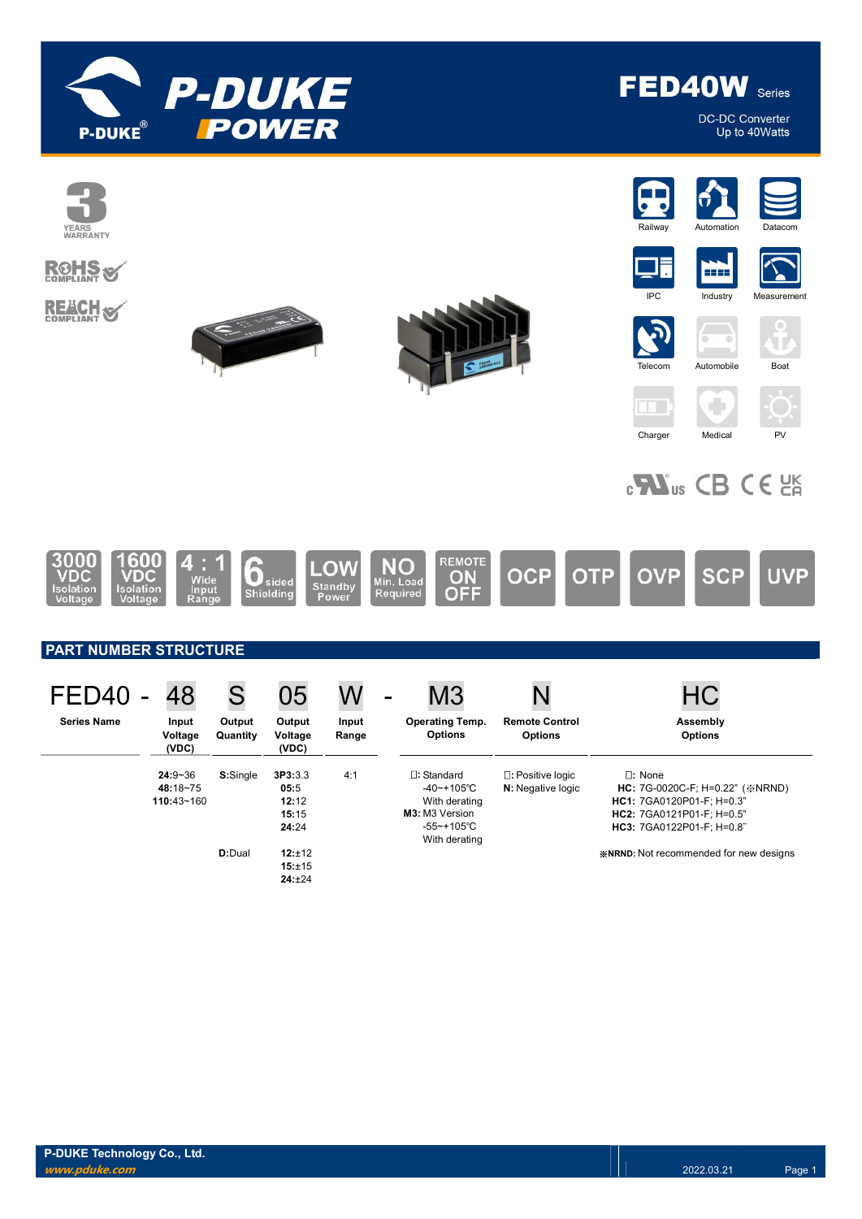# FED40W Series

DC-DC Converter
Up to 40Watts

3 YEARS WARRANTY

RoHS COMPLIANT

REACH COMPLIANT

Railway | Automation | Datacom | IPC | Industry | Measurement | Telecom | Automobile | Boat | Charger | Medical | PV

3000 VDC Isolation Voltage | 1600 VDC Isolation Voltage | 4 : 1 Wide Input Range | 6 sided Shielding | LOW Standby Power | NO Min. Load Required | REMOTE ON OFF | OCP | OTP | OVP | SCP | UVP

## PART NUMBER STRUCTURE

| FED40 - | 48 | S | 05 | W - | M3 | N | HC |
|---|---|---|---|---|---|---|---|
| Series Name | Input Voltage (VDC) | Output Quantity | Output Voltage (VDC) | Input Range | Operating Temp. Options | Remote Control Options | Assembly Options |
| | **24:**9~36<br>**48:**18~75<br>**110:**43~160 | **S:**Single | **3P3:**3.3<br>**05:**5<br>**12:**12<br>**15:**15<br>**24:**24 | 4:1 | □: Standard<br>-40~+105℃<br>With derating<br>**M3:** M3 Version<br>-55~+105℃<br>With derating | □: Positive logic<br>**N:** Negative logic | □: None<br>**HC:** 7G-0020C-F; H=0.22" (※NRND)<br>**HC1:** 7GA0120P01-F; H=0.3"<br>**HC2:** 7GA0121P01-F; H=0.5"<br>**HC3:** 7GA0122P01-F; H=0.8" |
| | | **D:**Dual | **12:**±12<br>**15:**±15<br>**24:**±24 | | | | **※NRND:** Not recommended for new designs |

P-DUKE Technology Co., Ltd.
www.pduke.com
2022.03.21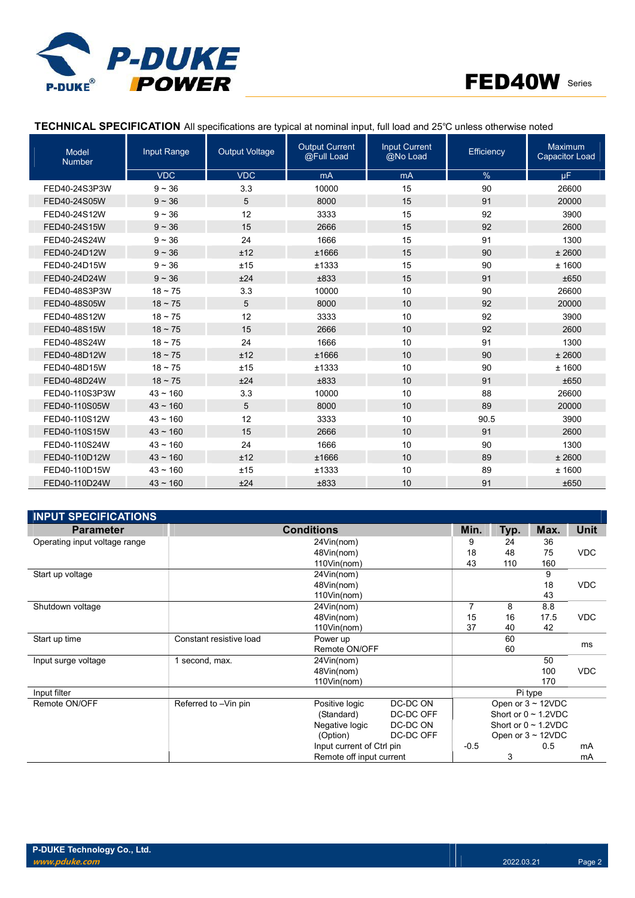**TECHNICAL SPECIFICATION** All specifications are typical at nominal input, full load and 25℃ unless otherwise noted

| Model Number | Input Range | Output Voltage | Output Current @Full Load | Input Current @No Load | Efficiency | Maximum Capacitor Load |
|---|---|---|---|---|---|---|
| | VDC | VDC | mA | mA | % | µF |
| FED40-24S3P3W | 9 ~ 36 | 3.3 | 10000 | 15 | 90 | 26600 |
| FED40-24S05W | 9 ~ 36 | 5 | 8000 | 15 | 91 | 20000 |
| FED40-24S12W | 9 ~ 36 | 12 | 3333 | 15 | 92 | 3900 |
| FED40-24S15W | 9 ~ 36 | 15 | 2666 | 15 | 92 | 2600 |
| FED40-24S24W | 9 ~ 36 | 24 | 1666 | 15 | 91 | 1300 |
| FED40-24D12W | 9 ~ 36 | ±12 | ±1666 | 15 | 90 | ± 2600 |
| FED40-24D15W | 9 ~ 36 | ±15 | ±1333 | 15 | 90 | ± 1600 |
| FED40-24D24W | 9 ~ 36 | ±24 | ±833 | 15 | 91 | ±650 |
| FED40-48S3P3W | 18 ~ 75 | 3.3 | 10000 | 10 | 90 | 26600 |
| FED40-48S05W | 18 ~ 75 | 5 | 8000 | 10 | 92 | 20000 |
| FED40-48S12W | 18 ~ 75 | 12 | 3333 | 10 | 92 | 3900 |
| FED40-48S15W | 18 ~ 75 | 15 | 2666 | 10 | 92 | 2600 |
| FED40-48S24W | 18 ~ 75 | 24 | 1666 | 10 | 91 | 1300 |
| FED40-48D12W | 18 ~ 75 | ±12 | ±1666 | 10 | 90 | ± 2600 |
| FED40-48D15W | 18 ~ 75 | ±15 | ±1333 | 10 | 90 | ± 1600 |
| FED40-48D24W | 18 ~ 75 | ±24 | ±833 | 10 | 91 | ±650 |
| FED40-110S3P3W | 43 ~ 160 | 3.3 | 10000 | 10 | 88 | 26600 |
| FED40-110S05W | 43 ~ 160 | 5 | 8000 | 10 | 89 | 20000 |
| FED40-110S12W | 43 ~ 160 | 12 | 3333 | 10 | 90.5 | 3900 |
| FED40-110S15W | 43 ~ 160 | 15 | 2666 | 10 | 91 | 2600 |
| FED40-110S24W | 43 ~ 160 | 24 | 1666 | 10 | 90 | 1300 |
| FED40-110D12W | 43 ~ 160 | ±12 | ±1666 | 10 | 89 | ± 2600 |
| FED40-110D15W | 43 ~ 160 | ±15 | ±1333 | 10 | 89 | ± 1600 |
| FED40-110D24W | 43 ~ 160 | ±24 | ±833 | 10 | 91 | ±650 |

## INPUT SPECIFICATIONS

| Parameter | Conditions | | | Min. | Typ. | Max. | Unit |
|---|---|---|---|---|---|---|---|
| Operating input voltage range | | 24Vin(nom) | | 9 | 24 | 36 | VDC |
| | | 48Vin(nom) | | 18 | 48 | 75 | |
| | | 110Vin(nom) | | 43 | 110 | 160 | |
| Start up voltage | | 24Vin(nom) | | | | 9 | VDC |
| | | 48Vin(nom) | | | | 18 | |
| | | 110Vin(nom) | | | | 43 | |
| Shutdown voltage | | 24Vin(nom) | | 7 | 8 | 8.8 | VDC |
| | | 48Vin(nom) | | 15 | 16 | 17.5 | |
| | | 110Vin(nom) | | 37 | 40 | 42 | |
| Start up time | Constant resistive load | Power up | | | 60 | | ms |
| | | Remote ON/OFF | | | 60 | | |
| Input surge voltage | 1 second, max. | 24Vin(nom) | | | | 50 | VDC |
| | | 48Vin(nom) | | | | 100 | |
| | | 110Vin(nom) | | | | 170 | |
| Input filter | | | | Pi type | | | |
| Remote ON/OFF | Referred to –Vin pin | Positive logic (Standard) | DC-DC ON | Open or 3 ~ 12VDC | | | |
| | | | DC-DC OFF | Short or 0 ~ 1.2VDC | | | |
| | | Negative logic (Option) | DC-DC ON | Short or 0 ~ 1.2VDC | | | |
| | | | DC-DC OFF | Open or 3 ~ 12VDC | | | |
| | | Input current of Ctrl pin | | -0.5 | | 0.5 | mA |
| | | Remote off input current | | | 3 | | mA |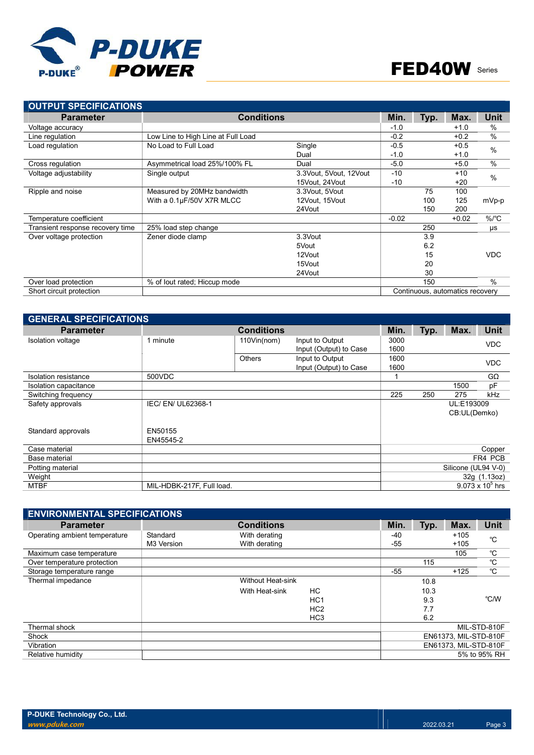## OUTPUT SPECIFICATIONS

| Parameter | Conditions | | Min. | Typ. | Max. | Unit |
|---|---|---|---|---|---|---|
| Voltage accuracy | | | -1.0 | | +1.0 | % |
| Line regulation | Low Line to High Line at Full Load | | -0.2 | | +0.2 | % |
| Load regulation | No Load to Full Load | Single<br>Dual | -0.5<br>-1.0 | | +0.5<br>+1.0 | % |
| Cross regulation | Asymmetrical load 25%/100% FL | Dual | -5.0 | | +5.0 | % |
| Voltage adjustability | Single output | 3.3Vout, 5Vout, 12Vout<br>15Vout, 24Vout | -10<br>-10 | | +10<br>+20 | % |
| Ripple and noise | Measured by 20MHz bandwidth<br>With a 0.1µF/50V X7R MLCC | 3.3Vout, 5Vout<br>12Vout, 15Vout<br>24Vout | | 75<br>100<br>150 | 100<br>125<br>200 | mVp-p |
| Temperature coefficient | | | -0.02 | | +0.02 | %/°C |
| Transient response recovery time | 25% load step change | | | 250 | | µs |
| Over voltage protection | Zener diode clamp | 3.3Vout<br>5Vout<br>12Vout<br>15Vout<br>24Vout | | 3.9<br>6.2<br>15<br>20<br>30 | | VDC |
| Over load protection | % of Iout rated; Hiccup mode | | | 150 | | % |
| Short circuit protection | | | Continuous, automatics recovery | | | |

## GENERAL SPECIFICATIONS

| Parameter | Conditions | | | Min. | Typ. | Max. | Unit |
|---|---|---|---|---|---|---|---|
| Isolation voltage | 1 minute | 110Vin(nom) | Input to Output<br>Input (Output) to Case | 3000<br>1600 | | | VDC |
| | | Others | Input to Output<br>Input (Output) to Case | 1600<br>1600 | | | VDC |
| Isolation resistance | 500VDC | | | 1 | | | GΩ |
| Isolation capacitance | | | | | | 1500 | pF |
| Switching frequency | | | | 225 | 250 | 275 | kHz |
| Safety approvals | IEC/ EN/ UL62368-1 | | | UL:E193009<br>CB:UL(Demko) | | | |
| Standard approvals | EN50155<br>EN45545-2 | | | | | | |
| Case material | | | | Copper | | | |
| Base material | | | | FR4 PCB | | | |
| Potting material | | | | Silicone (UL94 V-0) | | | |
| Weight | | | | 32g (1.13oz) | | | |
| MTBF | MIL-HDBK-217F, Full load. | | | $9.073 \times 10^5$ hrs | | | |

## ENVIRONMENTAL SPECIFICATIONS

| Parameter | Conditions | | | Min. | Typ. | Max. | Unit |
|---|---|---|---|---|---|---|---|
| Operating ambient temperature | Standard<br>M3 Version | With derating<br>With derating | | -40<br>-55 | | +105<br>+105 | ℃ |
| Maximum case temperature | | | | | | 105 | ℃ |
| Over temperature protection | | | | | 115 | | ℃ |
| Storage temperature range | | | | -55 | | +125 | ℃ |
| Thermal impedance | | Without Heat-sink | | | 10.8 | | ℃/W |
| | | With Heat-sink | HC<br>HC1<br>HC2<br>HC3 | | 10.3<br>9.3<br>7.7<br>6.2 | | ℃/W |
| Thermal shock | | | | MIL-STD-810F | | | |
| Shock | | | | EN61373, MIL-STD-810F | | | |
| Vibration | | | | EN61373, MIL-STD-810F | | | |
| Relative humidity | | | | 5% to 95% RH | | | |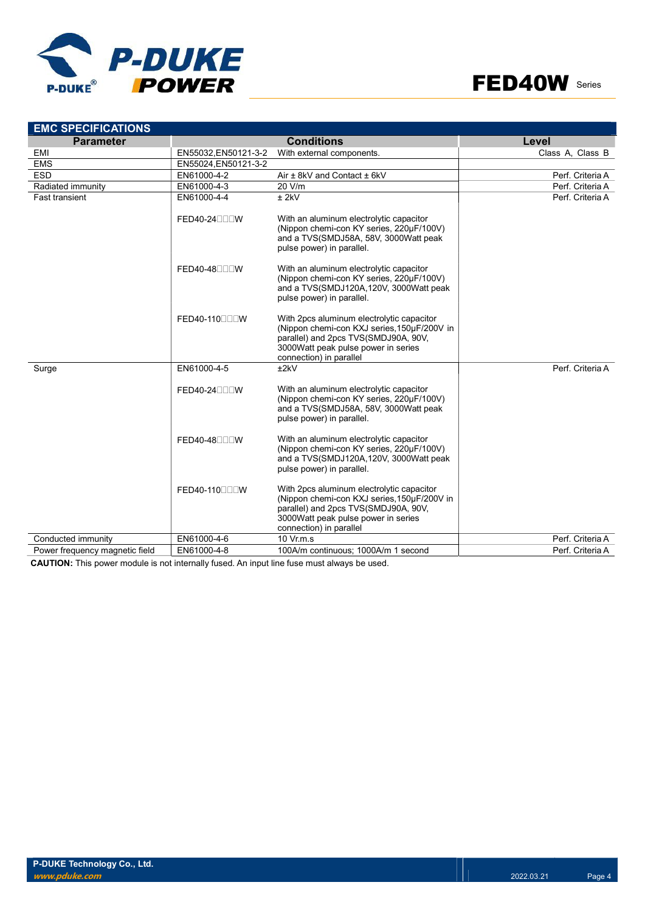## EMC SPECIFICATIONS

| Parameter | Conditions | | Level |
|---|---|---|---|
| EMI | EN55032,EN50121-3-2 | With external components. | Class A, Class B |
| EMS | EN55024,EN50121-3-2 | | |
| ESD | EN61000-4-2 | Air ± 8kV and Contact ± 6kV | Perf. Criteria A |
| Radiated immunity | EN61000-4-3 | 20 V/m | Perf. Criteria A |
| Fast transient | EN61000-4-4 | ± 2kV | Perf. Criteria A |
| | FED40-24□□□W | With an aluminum electrolytic capacitor (Nippon chemi-con KY series, 220μF/100V) and a TVS(SMDJ58A, 58V, 3000Watt peak pulse power) in parallel. | |
| | FED40-48□□□W | With an aluminum electrolytic capacitor (Nippon chemi-con KY series, 220μF/100V) and a TVS(SMDJ120A,120V, 3000Watt peak pulse power) in parallel. | |
| | FED40-110□□□W | With 2pcs aluminum electrolytic capacitor (Nippon chemi-con KXJ series,150μF/200V in parallel) and 2pcs TVS(SMDJ90A, 90V, 3000Watt peak pulse power in series connection) in parallel | |
| Surge | EN61000-4-5 | ±2kV | Perf. Criteria A |
| | FED40-24□□□W | With an aluminum electrolytic capacitor (Nippon chemi-con KY series, 220μF/100V) and a TVS(SMDJ58A, 58V, 3000Watt peak pulse power) in parallel. | |
| | FED40-48□□□W | With an aluminum electrolytic capacitor (Nippon chemi-con KY series, 220μF/100V) and a TVS(SMDJ120A,120V, 3000Watt peak pulse power) in parallel. | |
| | FED40-110□□□W | With 2pcs aluminum electrolytic capacitor (Nippon chemi-con KXJ series,150μF/200V in parallel) and 2pcs TVS(SMDJ90A, 90V, 3000Watt peak pulse power in series connection) in parallel | |
| Conducted immunity | EN61000-4-6 | 10 Vr.m.s | Perf. Criteria A |
| Power frequency magnetic field | EN61000-4-8 | 100A/m continuous; 1000A/m 1 second | Perf. Criteria A |

**CAUTION:** This power module is not internally fused. An input line fuse must always be used.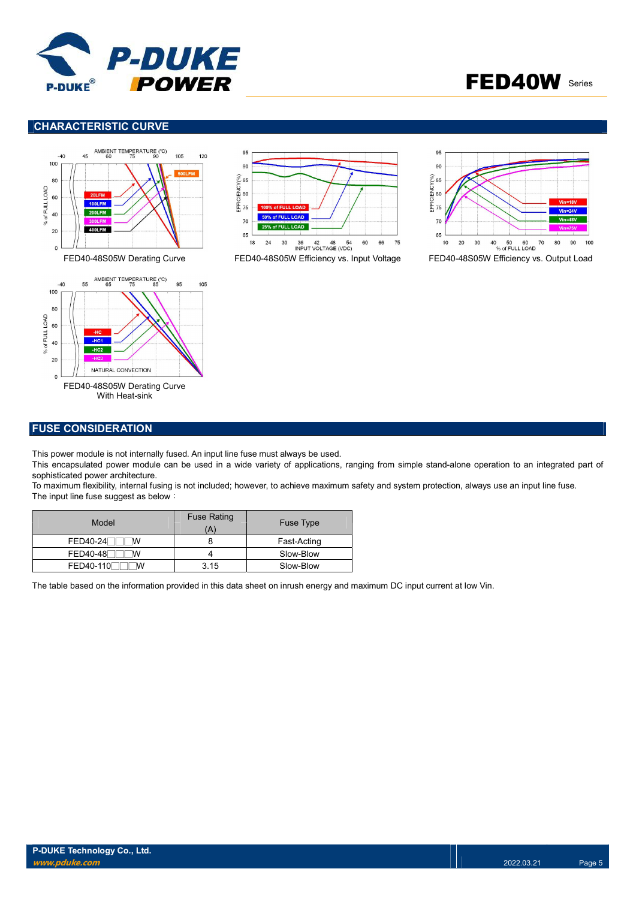## CHARACTERISTIC CURVE

FED40-48S05W Derating Curve

FED40-48S05W Efficiency vs. Input Voltage

FED40-48S05W Efficiency vs. Output Load

FED40-48S05W Derating Curve With Heat-sink

## FUSE CONSIDERATION

This power module is not internally fused. An input line fuse must always be used.
This encapsulated power module can be used in a wide variety of applications, ranging from simple stand-alone operation to an integrated part of sophisticated power architecture.
To maximum flexibility, internal fusing is not included; however, to achieve maximum safety and system protection, always use an input line fuse.
The input line fuse suggest as below：

| Model | Fuse Rating (A) | Fuse Type |
|---|---|---|
| FED40-24□□□W | 8 | Fast-Acting |
| FED40-48□□□W | 4 | Slow-Blow |
| FED40-110□□□W | 3.15 | Slow-Blow |

The table based on the information provided in this data sheet on inrush energy and maximum DC input current at low Vin.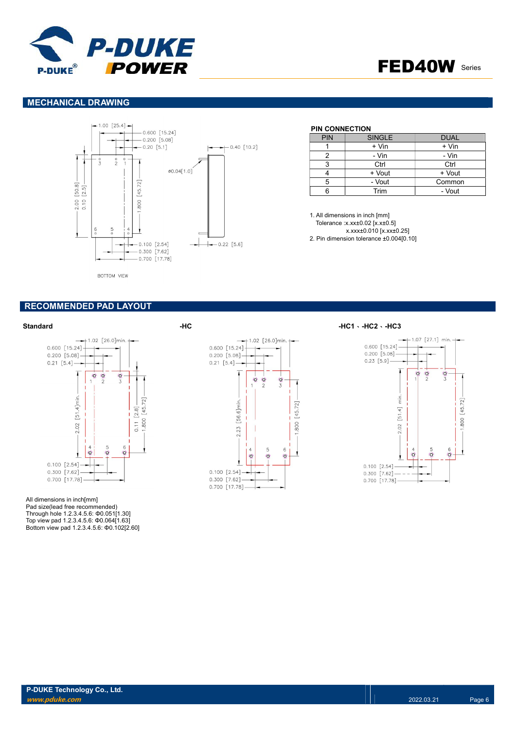## MECHANICAL DRAWING

BOTTOM VIEW

### PIN CONNECTION

| PIN | SINGLE | DUAL |
|---|---|---|
| 1 | + Vin | + Vin |
| 2 | - Vin | - Vin |
| 3 | Ctrl | Ctrl |
| 4 | + Vout | + Vout |
| 5 | - Vout | Common |
| 6 | Trim | - Vout |

1. All dimensions in inch [mm]
   Tolerance :x.xx±0.02 [x.x±0.5]
   x.xxx±0.010 [x.xx±0.25]
2. Pin dimension tolerance ±0.004[0.10]

## RECOMMENDED PAD LAYOUT

**Standard**

**-HC**

**-HC1、-HC2、-HC3**

All dimensions in inch[mm]
Pad size(lead free recommended)
Through hole 1.2.3.4.5.6: Φ0.051[1.30]
Top view pad 1.2.3.4.5.6: Φ0.064[1.63]
Bottom view pad 1.2.3.4.5.6: Φ0.102[2.60]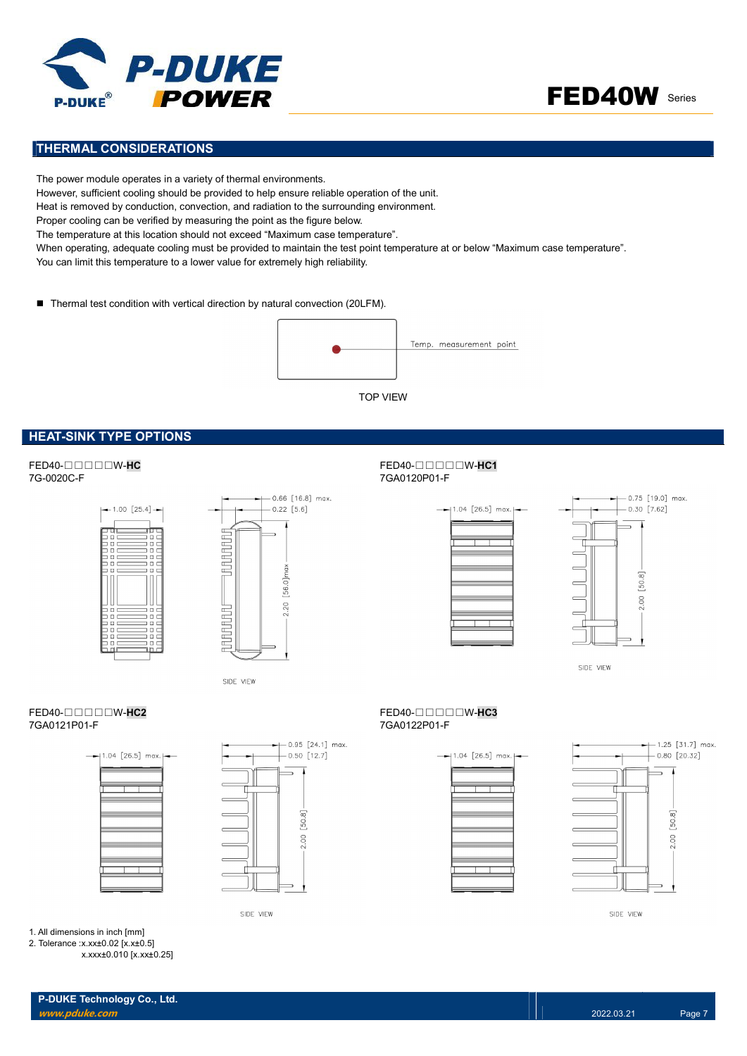## THERMAL CONSIDERATIONS

The power module operates in a variety of thermal environments.
However, sufficient cooling should be provided to help ensure reliable operation of the unit.
Heat is removed by conduction, convection, and radiation to the surrounding environment.
Proper cooling can be verified by measuring the point as the figure below.
The temperature at this location should not exceed "Maximum case temperature".
When operating, adequate cooling must be provided to maintain the test point temperature at or below "Maximum case temperature".
You can limit this temperature to a lower value for extremely high reliability.

- Thermal test condition with vertical direction by natural convection (20LFM).

Temp. measurement point

TOP VIEW

## HEAT-SINK TYPE OPTIONS

FED40-□□□□□W-**HC**
7G-0020C-F

1.00 [25.4]
0.66 [16.8] max.
0.22 [5.6]
2.20 [56.0]max
SIDE VIEW

FED40-□□□□□W-**HC1**
7GA0120P01-F

1.04 [26.5] max.
0.75 [19.0] max.
0.30 [7.62]
2.00 [50.8]
SIDE VIEW

FED40-□□□□□W-**HC2**
7GA0121P01-F

1.04 [26.5] max.
0.95 [24.1] max.
0.50 [12.7]
2.00 [50.8]
SIDE VIEW

FED40-□□□□□W-**HC3**
7GA0122P01-F

1.04 [26.5] max.
1.25 [31.7] max.
0.80 [20.32]
2.00 [50.8]
SIDE VIEW

1. All dimensions in inch [mm]
2. Tolerance :x.xx±0.02 [x.x±0.5]
 x.xxx±0.010 [x.xx±0.25]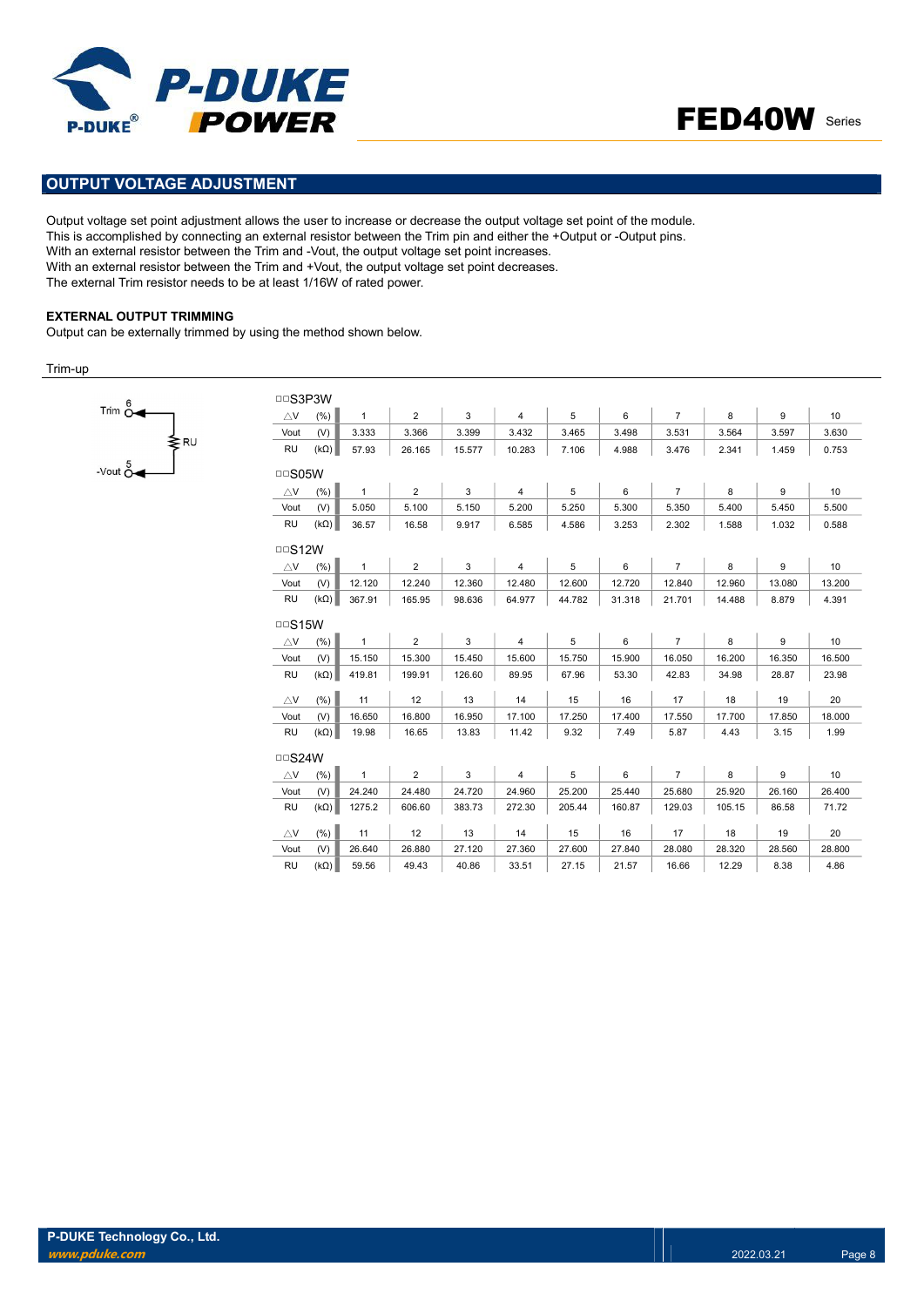## OUTPUT VOLTAGE ADJUSTMENT

Output voltage set point adjustment allows the user to increase or decrease the output voltage set point of the module.
This is accomplished by connecting an external resistor between the Trim pin and either the +Output or -Output pins.
With an external resistor between the Trim and -Vout, the output voltage set point increases.
With an external resistor between the Trim and +Vout, the output voltage set point decreases.
The external Trim resistor needs to be at least 1/16W of rated power.

### EXTERNAL OUTPUT TRIMMING

Output can be externally trimmed by using the method shown below.

Trim-up

Trim 6 — RU — -Vout 5

□□S3P3W

| △V (%) | 1 | 2 | 3 | 4 | 5 | 6 | 7 | 8 | 9 | 10 |
|---|---|---|---|---|---|---|---|---|---|---|
| Vout (V) | 3.333 | 3.366 | 3.399 | 3.432 | 3.465 | 3.498 | 3.531 | 3.564 | 3.597 | 3.630 |
| RU (kΩ) | 57.93 | 26.165 | 15.577 | 10.283 | 7.106 | 4.988 | 3.476 | 2.341 | 1.459 | 0.753 |

□□S05W

| △V (%) | 1 | 2 | 3 | 4 | 5 | 6 | 7 | 8 | 9 | 10 |
|---|---|---|---|---|---|---|---|---|---|---|
| Vout (V) | 5.050 | 5.100 | 5.150 | 5.200 | 5.250 | 5.300 | 5.350 | 5.400 | 5.450 | 5.500 |
| RU (kΩ) | 36.57 | 16.58 | 9.917 | 6.585 | 4.586 | 3.253 | 2.302 | 1.588 | 1.032 | 0.588 |

□□S12W

| △V (%) | 1 | 2 | 3 | 4 | 5 | 6 | 7 | 8 | 9 | 10 |
|---|---|---|---|---|---|---|---|---|---|---|
| Vout (V) | 12.120 | 12.240 | 12.360 | 12.480 | 12.600 | 12.720 | 12.840 | 12.960 | 13.080 | 13.200 |
| RU (kΩ) | 367.91 | 165.95 | 98.636 | 64.977 | 44.782 | 31.318 | 21.701 | 14.488 | 8.879 | 4.391 |

□□S15W

| △V (%) | 1 | 2 | 3 | 4 | 5 | 6 | 7 | 8 | 9 | 10 |
|---|---|---|---|---|---|---|---|---|---|---|
| Vout (V) | 15.150 | 15.300 | 15.450 | 15.600 | 15.750 | 15.900 | 16.050 | 16.200 | 16.350 | 16.500 |
| RU (kΩ) | 419.81 | 199.91 | 126.60 | 89.95 | 67.96 | 53.30 | 42.83 | 34.98 | 28.87 | 23.98 |
| △V (%) | 11 | 12 | 13 | 14 | 15 | 16 | 17 | 18 | 19 | 20 |
| Vout (V) | 16.650 | 16.800 | 16.950 | 17.100 | 17.250 | 17.400 | 17.550 | 17.700 | 17.850 | 18.000 |
| RU (kΩ) | 19.98 | 16.65 | 13.83 | 11.42 | 9.32 | 7.49 | 5.87 | 4.43 | 3.15 | 1.99 |

□□S24W

| △V (%) | 1 | 2 | 3 | 4 | 5 | 6 | 7 | 8 | 9 | 10 |
|---|---|---|---|---|---|---|---|---|---|---|
| Vout (V) | 24.240 | 24.480 | 24.720 | 24.960 | 25.200 | 25.440 | 25.680 | 25.920 | 26.160 | 26.400 |
| RU (kΩ) | 1275.2 | 606.60 | 383.73 | 272.30 | 205.44 | 160.87 | 129.03 | 105.15 | 86.58 | 71.72 |
| △V (%) | 11 | 12 | 13 | 14 | 15 | 16 | 17 | 18 | 19 | 20 |
| Vout (V) | 26.640 | 26.880 | 27.120 | 27.360 | 27.600 | 27.840 | 28.080 | 28.320 | 28.560 | 28.800 |
| RU (kΩ) | 59.56 | 49.43 | 40.86 | 33.51 | 27.15 | 21.57 | 16.66 | 12.29 | 8.38 | 4.86 |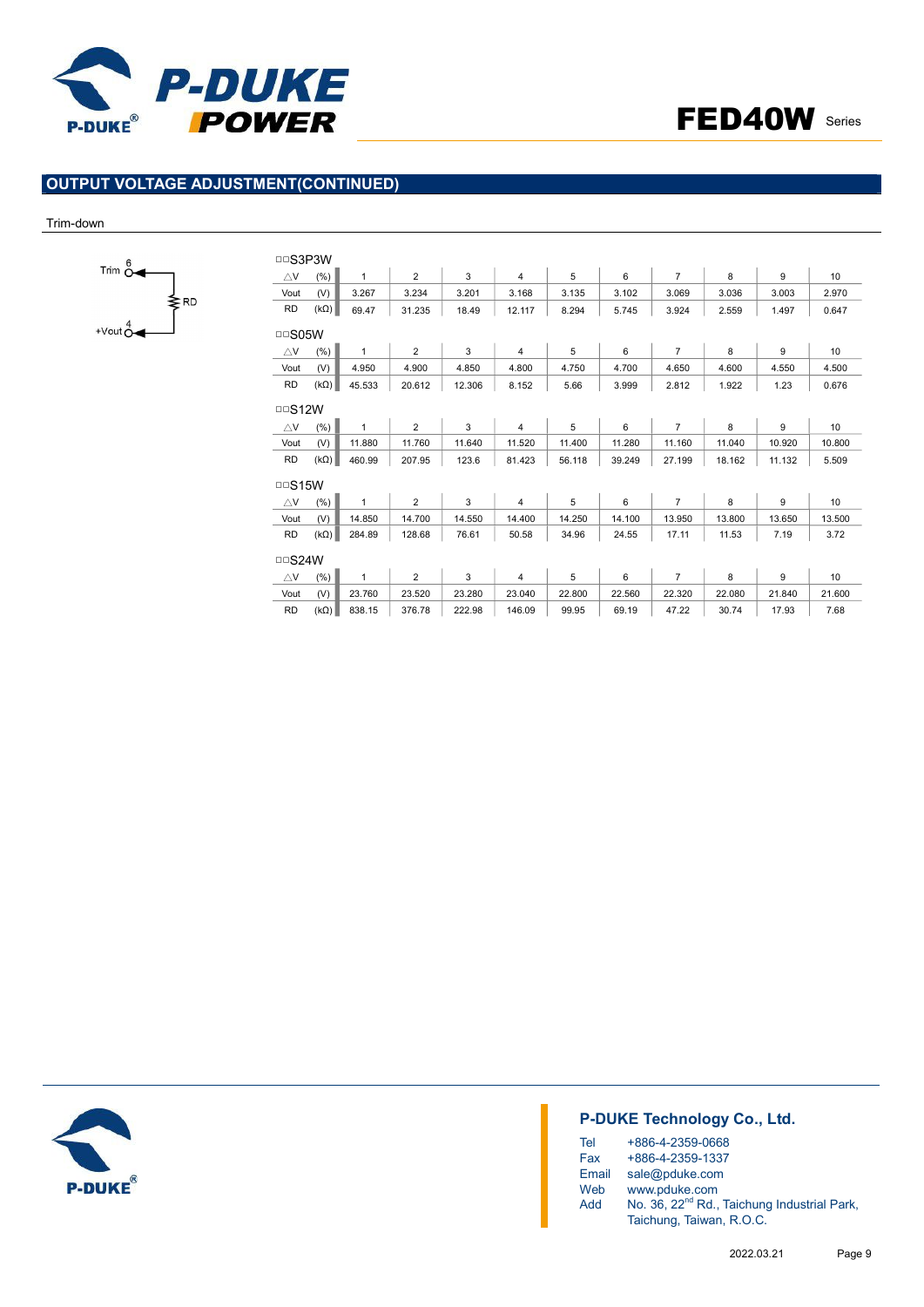## OUTPUT VOLTAGE ADJUSTMENT(CONTINUED)

Trim-down

Trim 6

RD

+Vout 4

□□S3P3W

| | | | | | | | | | | | |
|---|---|---|---|---|---|---|---|---|---|---|---|
| △V | (%) | 1 | 2 | 3 | 4 | 5 | 6 | 7 | 8 | 9 | 10 |
| Vout | (V) | 3.267 | 3.234 | 3.201 | 3.168 | 3.135 | 3.102 | 3.069 | 3.036 | 3.003 | 2.970 |
| RD | (kΩ) | 69.47 | 31.235 | 18.49 | 12.117 | 8.294 | 5.745 | 3.924 | 2.559 | 1.497 | 0.647 |

□□S05W

| | | | | | | | | | | | |
|---|---|---|---|---|---|---|---|---|---|---|---|
| △V | (%) | 1 | 2 | 3 | 4 | 5 | 6 | 7 | 8 | 9 | 10 |
| Vout | (V) | 4.950 | 4.900 | 4.850 | 4.800 | 4.750 | 4.700 | 4.650 | 4.600 | 4.550 | 4.500 |
| RD | (kΩ) | 45.533 | 20.612 | 12.306 | 8.152 | 5.66 | 3.999 | 2.812 | 1.922 | 1.23 | 0.676 |

□□S12W

| | | | | | | | | | | | |
|---|---|---|---|---|---|---|---|---|---|---|---|
| △V | (%) | 1 | 2 | 3 | 4 | 5 | 6 | 7 | 8 | 9 | 10 |
| Vout | (V) | 11.880 | 11.760 | 11.640 | 11.520 | 11.400 | 11.280 | 11.160 | 11.040 | 10.920 | 10.800 |
| RD | (kΩ) | 460.99 | 207.95 | 123.6 | 81.423 | 56.118 | 39.249 | 27.199 | 18.162 | 11.132 | 5.509 |

□□S15W

| | | | | | | | | | | | |
|---|---|---|---|---|---|---|---|---|---|---|---|
| △V | (%) | 1 | 2 | 3 | 4 | 5 | 6 | 7 | 8 | 9 | 10 |
| Vout | (V) | 14.850 | 14.700 | 14.550 | 14.400 | 14.250 | 14.100 | 13.950 | 13.800 | 13.650 | 13.500 |
| RD | (kΩ) | 284.89 | 128.68 | 76.61 | 50.58 | 34.96 | 24.55 | 17.11 | 11.53 | 7.19 | 3.72 |

□□S24W

| | | | | | | | | | | | |
|---|---|---|---|---|---|---|---|---|---|---|---|
| △V | (%) | 1 | 2 | 3 | 4 | 5 | 6 | 7 | 8 | 9 | 10 |
| Vout | (V) | 23.760 | 23.520 | 23.280 | 23.040 | 22.800 | 22.560 | 22.320 | 22.080 | 21.840 | 21.600 |
| RD | (kΩ) | 838.15 | 376.78 | 222.98 | 146.09 | 99.95 | 69.19 | 47.22 | 30.74 | 17.93 | 7.68 |

**P-DUKE Technology Co., Ltd.**

Tel +886-4-2359-0668
Fax +886-4-2359-1337
Email sale@pduke.com
Web www.pduke.com
Add No. 36, 22nd Rd., Taichung Industrial Park, Taichung, Taiwan, R.O.C.

2022.03.21